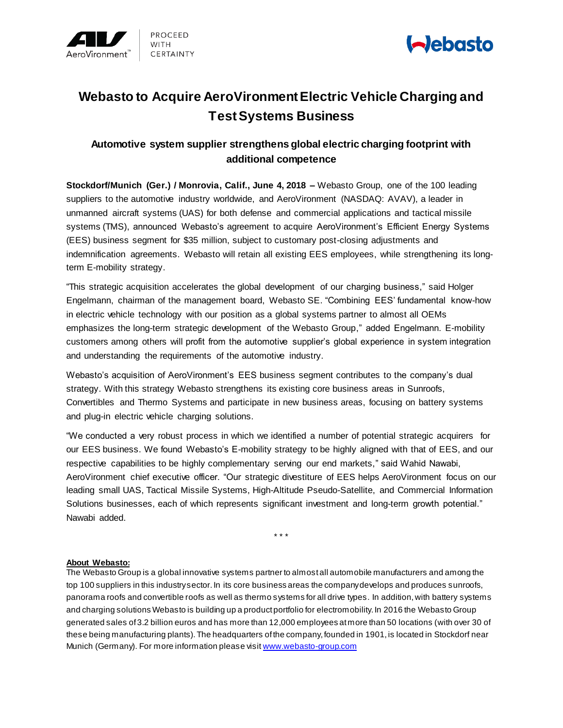# Webasto to Acquire AeroVironment Electric Vehicle Charging and Test Systems Business

## Automotive system supplier strengthens global electric charging footprint with additional competence

**Stockdorf/Munich (Ger.) / Monrovia, Calif., June 4, 2018 –** Webasto Group, one of the 100 leading suppliers to the automotive industry worldwide, and AeroVironment (NASDAQ: AVAV), a leader in unmanned aircraft systems (UAS) for both defense and commercial applications and tactical missile systems (TMS), announced Webasto's agreement to acquire AeroVironment's Efficient Energy Systems (EES) business segment for $35 million, subject to customary post-closing adjustments and indemnification agreements. Webasto will retain all existing EES employees, while strengthening its long-term E-mobility strategy.

"This strategic acquisition accelerates the global development of our charging business," said Holger Engelmann, chairman of the management board, Webasto SE. "Combining EES' fundamental know-how in electric vehicle technology with our position as a global systems partner to almost all OEMs emphasizes the long-term strategic development of the Webasto Group," added Engelmann. E-mobility customers among others will profit from the automotive supplier's global experience in system integration and understanding the requirements of the automotive industry.

Webasto's acquisition of AeroVironment's EES business segment contributes to the company's dual strategy. With this strategy Webasto strengthens its existing core business areas in Sunroofs, Convertibles and Thermo Systems and participate in new business areas, focusing on battery systems and plug-in electric vehicle charging solutions.

"We conducted a very robust process in which we identified a number of potential strategic acquirers for our EES business. We found Webasto's E-mobility strategy to be highly aligned with that of EES, and our respective capabilities to be highly complementary serving our end markets," said Wahid Nawabi, AeroVironment chief executive officer. "Our strategic divestiture of EES helps AeroVironment focus on our leading small UAS, Tactical Missile Systems, High-Altitude Pseudo-Satellite, and Commercial Information Solutions businesses, each of which represents significant investment and long-term growth potential." Nawabi added.

\* \* \*

**About Webasto:**

The Webasto Group is a global innovative systems partner to almost all automobile manufacturers and among the top 100 suppliers in this industry sector. In its core business areas the company develops and produces sunroofs, panorama roofs and convertible roofs as well as thermo systems for all drive types. In addition, with battery systems and charging solutions Webasto is building up a product portfolio for electromobility. In 2016 the Webasto Group generated sales of 3.2 billion euros and has more than 12,000 employees at more than 50 locations (with over 30 of these being manufacturing plants). The headquarters of the company, founded in 1901, is located in Stockdorf near Munich (Germany). For more information please visit www.webasto-group.com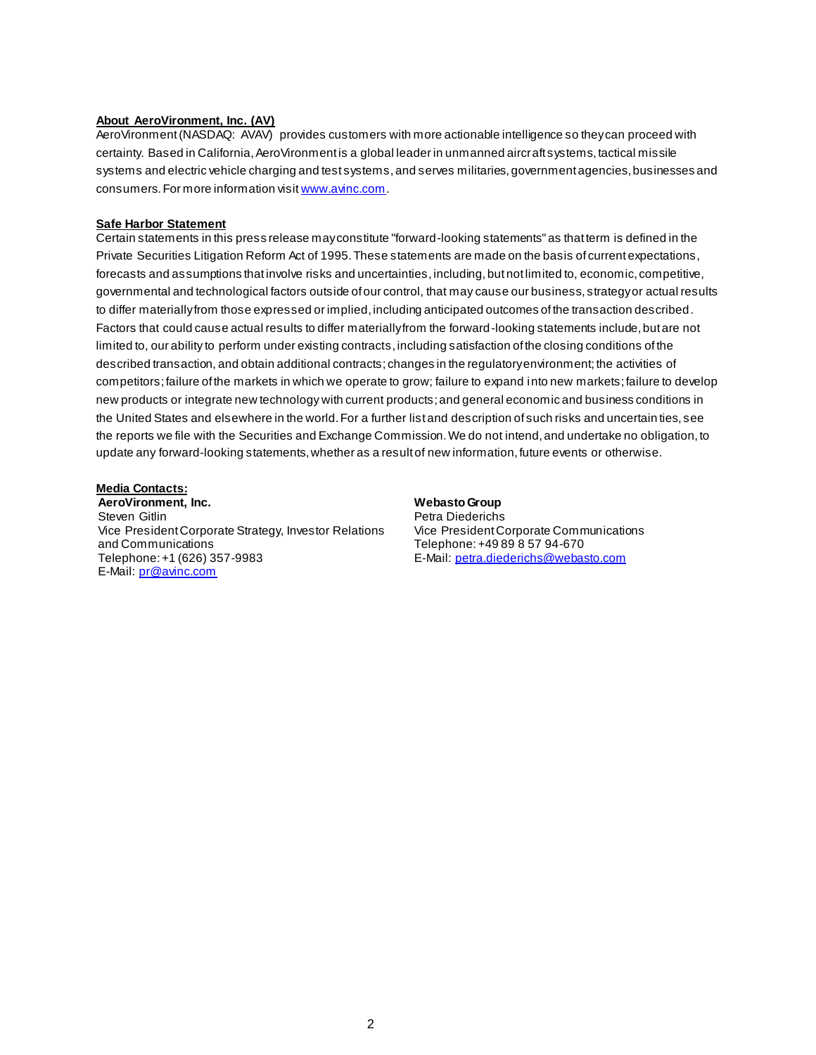**About AeroVironment, Inc. (AV)**

AeroVironment (NASDAQ: AVAV) provides customers with more actionable intelligence so they can proceed with certainty. Based in California, AeroVironment is a global leader in unmanned aircraft systems, tactical missile systems and electric vehicle charging and test systems, and serves militaries, government agencies, businesses and consumers. For more information visit www.avinc.com.

**Safe Harbor Statement**

Certain statements in this press release may constitute "forward-looking statements" as that term is defined in the Private Securities Litigation Reform Act of 1995. These statements are made on the basis of current expectations, forecasts and assumptions that involve risks and uncertainties, including, but not limited to, economic, competitive, governmental and technological factors outside of our control, that may cause our business, strategy or actual results to differ materially from those expressed or implied, including anticipated outcomes of the transaction described. Factors that could cause actual results to differ materially from the forward-looking statements include, but are not limited to, our ability to perform under existing contracts, including satisfaction of the closing conditions of the described transaction, and obtain additional contracts; changes in the regulatory environment; the activities of competitors; failure of the markets in which we operate to grow; failure to expand into new markets; failure to develop new products or integrate new technology with current products; and general economic and business conditions in the United States and elsewhere in the world. For a further list and description of such risks and uncertainties, see the reports we file with the Securities and Exchange Commission. We do not intend, and undertake no obligation, to update any forward-looking statements, whether as a result of new information, future events or otherwise.

**Media Contacts:**

**AeroVironment, Inc.**
Steven Gitlin
Vice President Corporate Strategy, Investor Relations and Communications
Telephone: +1 (626) 357-9983
E-Mail: pr@avinc.com

**Webasto Group**
Petra Diederichs
Vice President Corporate Communications
Telephone: +49 89 8 57 94-670
E-Mail: petra.diederichs@webasto.com